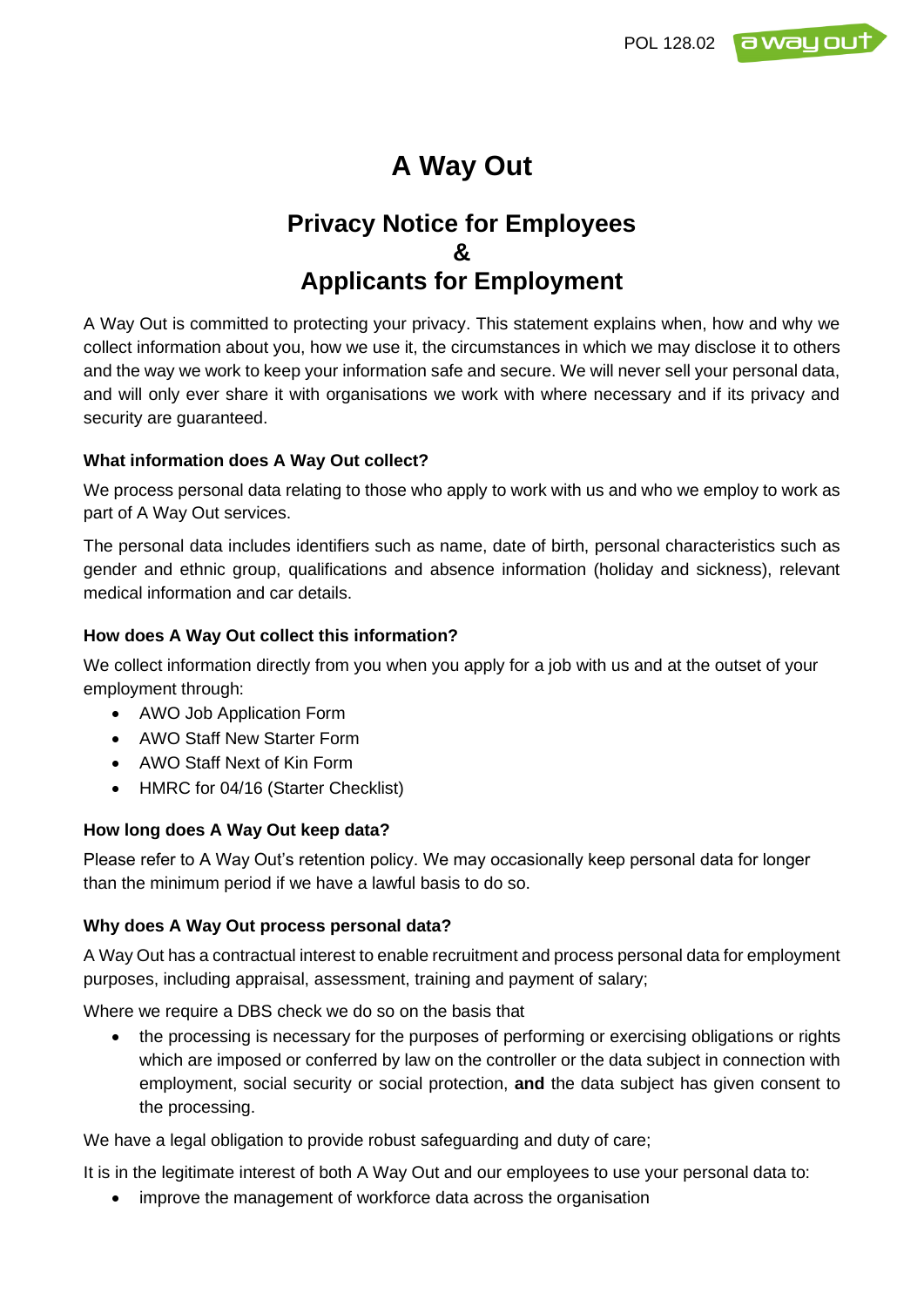# A Way Out

## Privacy Notice for Employees & Applicants for Employment

A Way Out is committed to protecting your privacy. This statement explains when, how and why we collect information about you, how we use it, the circumstances in which we may disclose it to others and the way we work to keep your information safe and secure. We will never sell your personal data, and will only ever share it with organisations we work with where necessary and if its privacy and security are guaranteed.

### What information does A Way Out collect?

We process personal data relating to those who apply to work with us and who we employ to work as part of A Way Out services.

The personal data includes identifiers such as name, date of birth, personal characteristics such as gender and ethnic group, qualifications and absence information (holiday and sickness), relevant medical information and car details.

### How does A Way Out collect this information?

We collect information directly from you when you apply for a job with us and at the outset of your employment through:

- AWO Job Application Form
- AWO Staff New Starter Form
- AWO Staff Next of Kin Form
- HMRC for 04/16 (Starter Checklist)

### How long does A Way Out keep data?

Please refer to A Way Out's retention policy. We may occasionally keep personal data for longer than the minimum period if we have a lawful basis to do so.

### Why does A Way Out process personal data?

A Way Out has a contractual interest to enable recruitment and process personal data for employment purposes, including appraisal, assessment, training and payment of salary;

Where we require a DBS check we do so on the basis that

- the processing is necessary for the purposes of performing or exercising obligations or rights which are imposed or conferred by law on the controller or the data subject in connection with employment, social security or social protection, **and** the data subject has given consent to the processing.

We have a legal obligation to provide robust safeguarding and duty of care;

It is in the legitimate interest of both A Way Out and our employees to use your personal data to:

- improve the management of workforce data across the organisation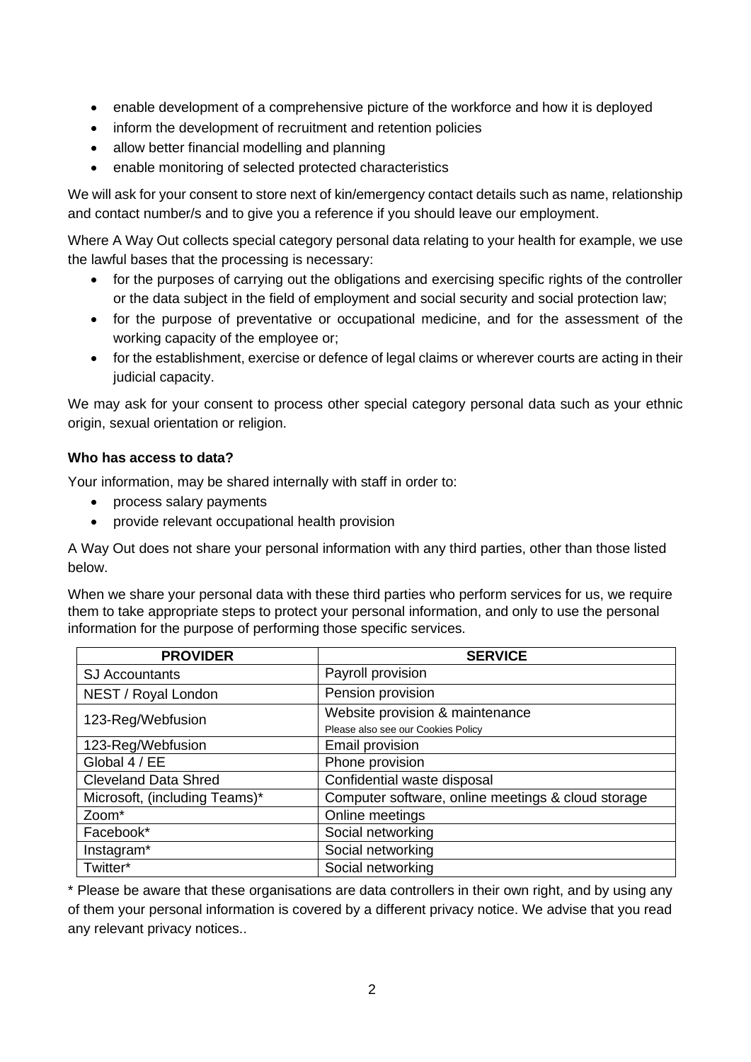- enable development of a comprehensive picture of the workforce and how it is deployed
- inform the development of recruitment and retention policies
- allow better financial modelling and planning
- enable monitoring of selected protected characteristics

We will ask for your consent to store next of kin/emergency contact details such as name, relationship and contact number/s and to give you a reference if you should leave our employment.

Where A Way Out collects special category personal data relating to your health for example, we use the lawful bases that the processing is necessary:

- for the purposes of carrying out the obligations and exercising specific rights of the controller or the data subject in the field of employment and social security and social protection law;
- for the purpose of preventative or occupational medicine, and for the assessment of the working capacity of the employee or;
- for the establishment, exercise or defence of legal claims or wherever courts are acting in their judicial capacity.

We may ask for your consent to process other special category personal data such as your ethnic origin, sexual orientation or religion.

**Who has access to data?**

Your information, may be shared internally with staff in order to:

- process salary payments
- provide relevant occupational health provision

A Way Out does not share your personal information with any third parties, other than those listed below.

When we share your personal data with these third parties who perform services for us, we require them to take appropriate steps to protect your personal information, and only to use the personal information for the purpose of performing those specific services.

| PROVIDER | SERVICE |
|---|---|
| SJ Accountants | Payroll provision |
| NEST / Royal London | Pension provision |
| 123-Reg/Webfusion | Website provision & maintenance<br>Please also see our Cookies Policy |
| 123-Reg/Webfusion | Email provision |
| Global 4 / EE | Phone provision |
| Cleveland Data Shred | Confidential waste disposal |
| Microsoft, (including Teams)* | Computer software, online meetings & cloud storage |
| Zoom* | Online meetings |
| Facebook* | Social networking |
| Instagram* | Social networking |
| Twitter* | Social networking |

* Please be aware that these organisations are data controllers in their own right, and by using any of them your personal information is covered by a different privacy notice. We advise that you read any relevant privacy notices..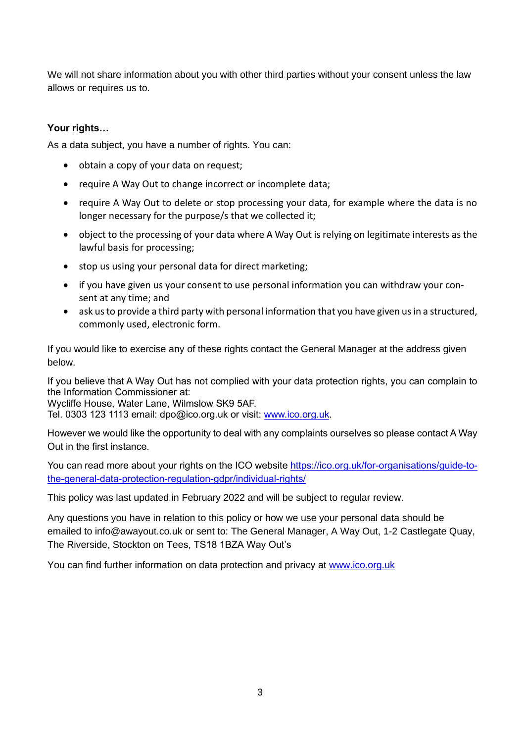We will not share information about you with other third parties without your consent unless the law allows or requires us to.

**Your rights…**

As a data subject, you have a number of rights. You can:

- obtain a copy of your data on request;
- require A Way Out to change incorrect or incomplete data;
- require A Way Out to delete or stop processing your data, for example where the data is no longer necessary for the purpose/s that we collected it;
- object to the processing of your data where A Way Out is relying on legitimate interests as the lawful basis for processing;
- stop us using your personal data for direct marketing;
- if you have given us your consent to use personal information you can withdraw your consent at any time; and
- ask us to provide a third party with personal information that you have given us in a structured, commonly used, electronic form.

If you would like to exercise any of these rights contact the General Manager at the address given below.

If you believe that A Way Out has not complied with your data protection rights, you can complain to the Information Commissioner at:
Wycliffe House, Water Lane, Wilmslow SK9 5AF.
Tel. 0303 123 1113 email: dpo@ico.org.uk or visit: [www.ico.org.uk](http://www.ico.org.uk).

However we would like the opportunity to deal with any complaints ourselves so please contact A Way Out in the first instance.

You can read more about your rights on the ICO website [https://ico.org.uk/for-organisations/guide-to-the-general-data-protection-regulation-gdpr/individual-rights/](https://ico.org.uk/for-organisations/guide-to-the-general-data-protection-regulation-gdpr/individual-rights/)

This policy was last updated in February 2022 and will be subject to regular review.

Any questions you have in relation to this policy or how we use your personal data should be emailed to info@awayout.co.uk or sent to: The General Manager, A Way Out, 1-2 Castlegate Quay, The Riverside, Stockton on Tees, TS18 1BZA Way Out's

You can find further information on data protection and privacy at [www.ico.org.uk](http://www.ico.org.uk)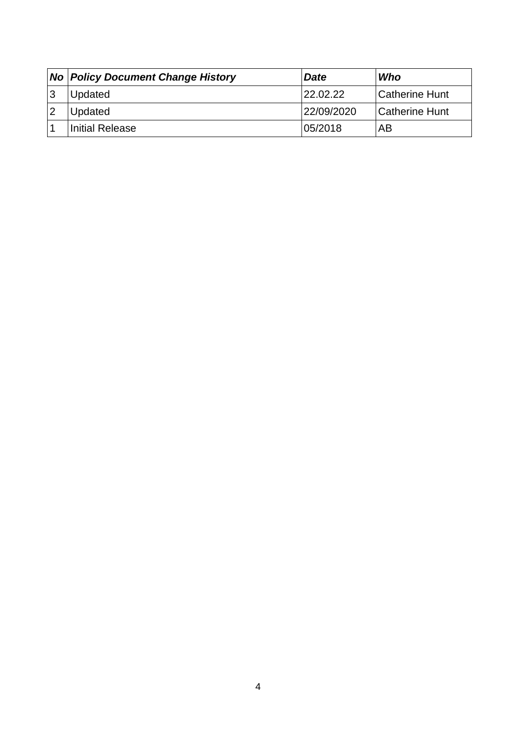| ***No*** | ***Policy Document Change History*** | ***Date*** | ***Who*** |
|---|---|---|---|
| 3 | Updated | 22.02.22 | Catherine Hunt |
| 2 | Updated | 22/09/2020 | Catherine Hunt |
| 1 | Initial Release | 05/2018 | AB |